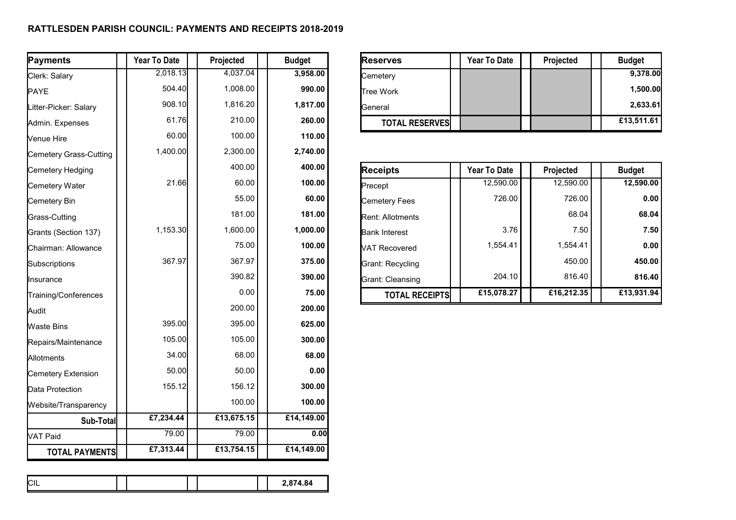# RATTLESDEN PARISH COUNCIL: PAYMENTS AND RECEIPTS 2018-2019

| Payments | Year To Date | Projected | Budget |
|---|---|---|---|
| Clerk: Salary | 2,018.13 | 4,037.04 | **3,958.00** |
| PAYE | 504.40 | 1,008.00 | **990.00** |
| Litter-Picker: Salary | 908.10 | 1,816.20 | **1,817.00** |
| Admin. Expenses | 61.76 | 210.00 | **260.00** |
| Venue Hire | 60.00 | 100.00 | **110.00** |
| Cemetery Grass-Cutting | 1,400.00 | 2,300.00 | **2,740.00** |
| Cemetery Hedging | | 400.00 | **400.00** |
| Cemetery Water | 21.66 | 60.00 | **100.00** |
| Cemetery Bin | | 55.00 | **60.00** |
| Grass-Cutting | | 181.00 | **181.00** |
| Grants (Section 137) | 1,153.30 | 1,600.00 | **1,000.00** |
| Chairman: Allowance | | 75.00 | **100.00** |
| Subscriptions | 367.97 | 367.97 | **375.00** |
| Insurance | | 390.82 | **390.00** |
| Training/Conferences | | 0.00 | **75.00** |
| Audit | | 200.00 | **200.00** |
| Waste Bins | 395.00 | 395.00 | **625.00** |
| Repairs/Maintenance | 105.00 | 105.00 | **300.00** |
| Allotments | 34.00 | 68.00 | **68.00** |
| Cemetery Extension | 50.00 | 50.00 | **0.00** |
| Data Protection | 155.12 | 156.12 | **300.00** |
| Website/Transparency | | 100.00 | **100.00** |
| **Sub-Total** | **£7,234.44** | **£13,675.15** | **£14,149.00** |
| VAT Paid | 79.00 | 79.00 | **0.00** |
| **TOTAL PAYMENTS** | **£7,313.44** | **£13,754.15** | **£14,149.00** |

| | | | |
|---|---|---|---|
| CIL | | | **2,874.84** |

| Reserves | Year To Date | Projected | Budget |
|---|---|---|---|
| Cemetery | | | **9,378.00** |
| Tree Work | | | **1,500.00** |
| General | | | **2,633.61** |
| **TOTAL RESERVES** | | | **£13,511.61** |

| Receipts | Year To Date | Projected | Budget |
|---|---|---|---|
| Precept | 12,590.00 | 12,590.00 | **12,590.00** |
| Cemetery Fees | 726.00 | 726.00 | **0.00** |
| Rent: Allotments | | 68.04 | **68.04** |
| Bank Interest | 3.76 | 7.50 | **7.50** |
| VAT Recovered | 1,554.41 | 1,554.41 | **0.00** |
| Grant: Recycling | | 450.00 | **450.00** |
| Grant: Cleansing | 204.10 | 816.40 | **816.40** |
| **TOTAL RECEIPTS** | **£15,078.27** | **£16,212.35** | **£13,931.94** |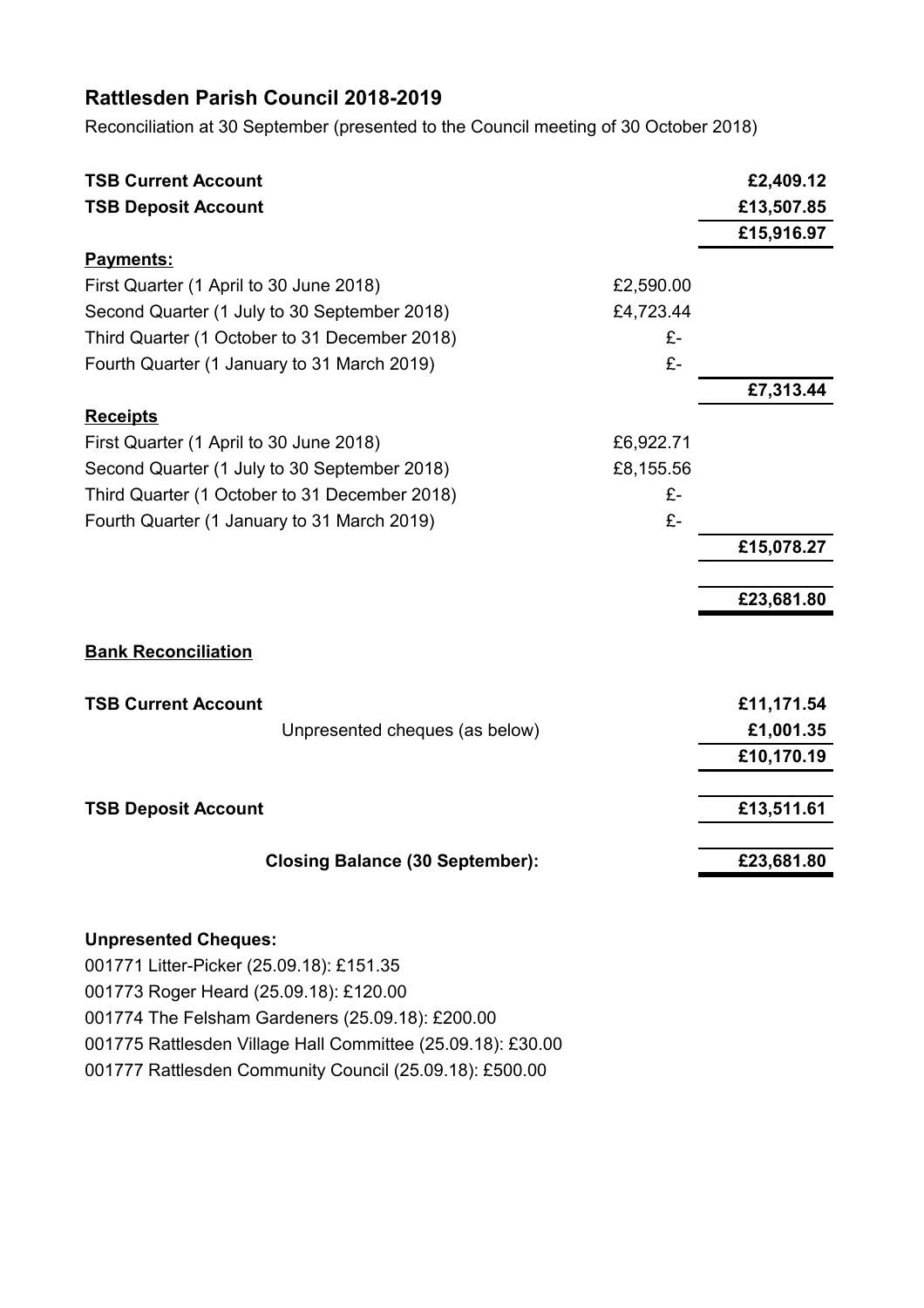## Rattlesden Parish Council 2018-2019

Reconciliation at 30 September (presented to the Council meeting of 30 October 2018)

| | | |
|---|---|---|
| **TSB Current Account** | | **£2,409.12** |
| **TSB Deposit Account** | | **£13,507.85** |
| | | **£15,916.97** |
| **Payments:** | | |
| First Quarter (1 April to 30 June 2018) | £2,590.00 | |
| Second Quarter (1 July to 30 September 2018) | £4,723.44 | |
| Third Quarter (1 October to 31 December 2018) | £- | |
| Fourth Quarter (1 January to 31 March 2019) | £- | |
| | | **£7,313.44** |
| **Receipts** | | |
| First Quarter (1 April to 30 June 2018) | £6,922.71 | |
| Second Quarter (1 July to 30 September 2018) | £8,155.56 | |
| Third Quarter (1 October to 31 December 2018) | £- | |
| Fourth Quarter (1 January to 31 March 2019) | £- | |
| | | **£15,078.27** |
| | | **£23,681.80** |

**Bank Reconciliation**

| | |
|---|---|
| **TSB Current Account** | **£11,171.54** |
| Unpresented cheques (as below) | **£1,001.35** |
| | **£10,170.19** |
| **TSB Deposit Account** | **£13,511.61** |
| **Closing Balance (30 September):** | **£23,681.80** |

**Unpresented Cheques:**

001771 Litter-Picker (25.09.18): £151.35
001773 Roger Heard (25.09.18): £120.00
001774 The Felsham Gardeners (25.09.18): £200.00
001775 Rattlesden Village Hall Committee (25.09.18): £30.00
001777 Rattlesden Community Council (25.09.18): £500.00